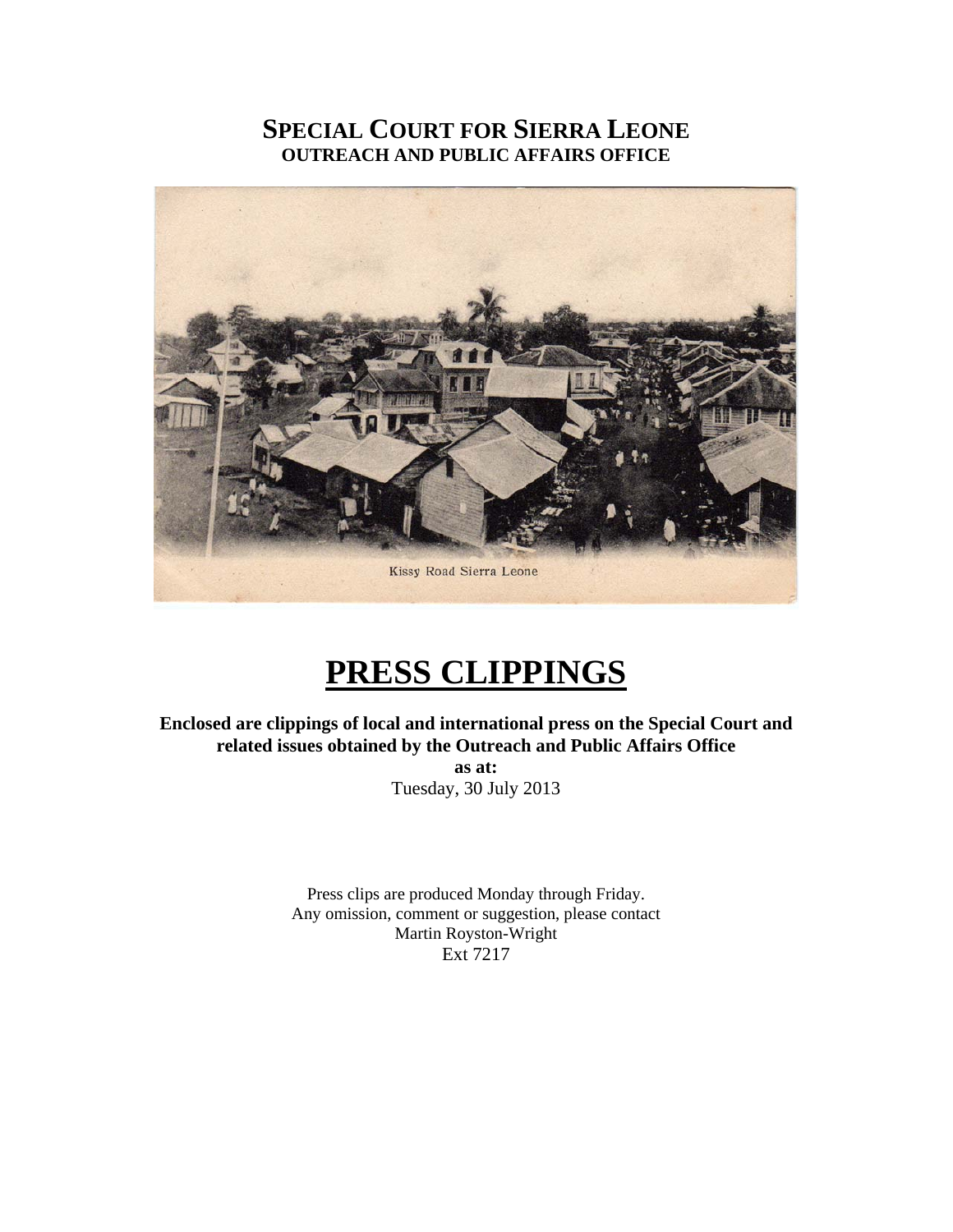# SPECIAL COURT FOR SIERRA LEONE
## OUTREACH AND PUBLIC AFFAIRS OFFICE

Kissy Road Sierra Leone

# PRESS CLIPPINGS

**Enclosed are clippings of local and international press on the Special Court and related issues obtained by the Outreach and Public Affairs Office**

**as at:**

Tuesday, 30 July 2013

Press clips are produced Monday through Friday.
Any omission, comment or suggestion, please contact
Martin Royston-Wright
Ext 7217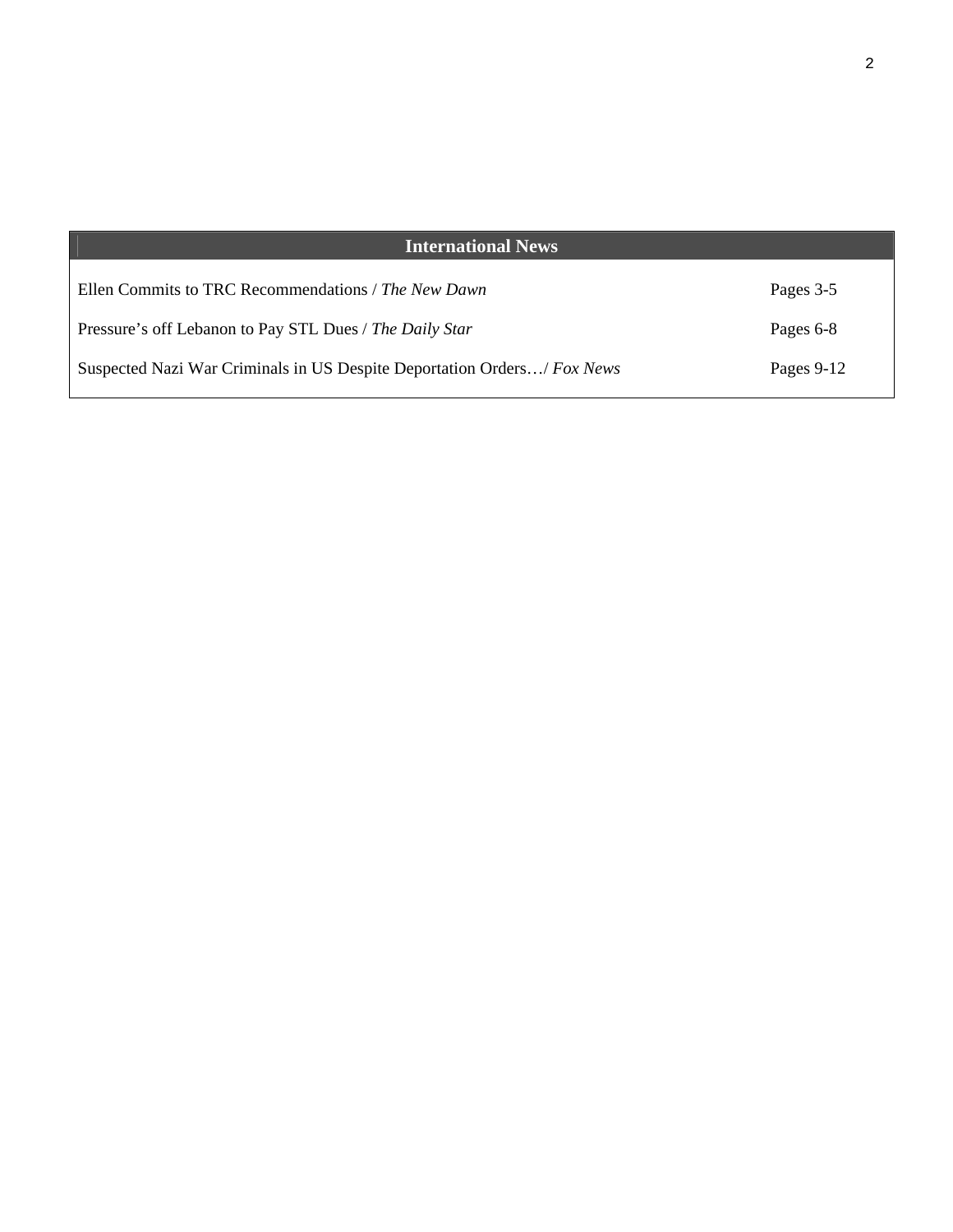| International News | |
| --- | --- |
| Ellen Commits to TRC Recommendations / *The New Dawn* | Pages 3-5 |
| Pressure's off Lebanon to Pay STL Dues / *The Daily Star* | Pages 6-8 |
| Suspected Nazi War Criminals in US Despite Deportation Orders…/ *Fox News* | Pages 9-12 |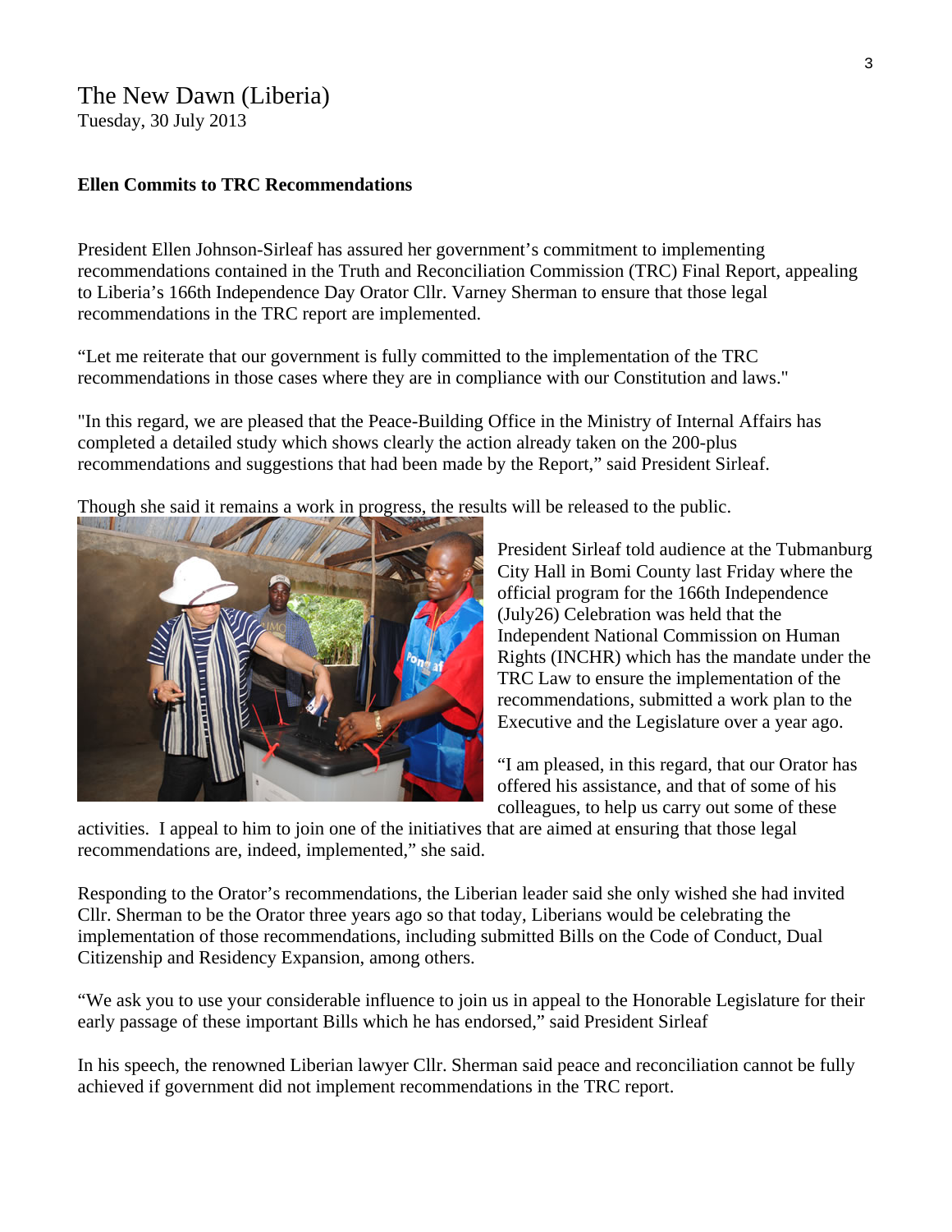The New Dawn (Liberia)
Tuesday, 30 July 2013

**Ellen Commits to TRC Recommendations**

President Ellen Johnson-Sirleaf has assured her government's commitment to implementing recommendations contained in the Truth and Reconciliation Commission (TRC) Final Report, appealing to Liberia's 166th Independence Day Orator Cllr. Varney Sherman to ensure that those legal recommendations in the TRC report are implemented.

"Let me reiterate that our government is fully committed to the implementation of the TRC recommendations in those cases where they are in compliance with our Constitution and laws."

"In this regard, we are pleased that the Peace-Building Office in the Ministry of Internal Affairs has completed a detailed study which shows clearly the action already taken on the 200-plus recommendations and suggestions that had been made by the Report," said President Sirleaf.

Though she said it remains a work in progress, the results will be released to the public.

President Sirleaf told audience at the Tubmanburg City Hall in Bomi County last Friday where the official program for the 166th Independence (July26) Celebration was held that the Independent National Commission on Human Rights (INCHR) which has the mandate under the TRC Law to ensure the implementation of the recommendations, submitted a work plan to the Executive and the Legislature over a year ago.

"I am pleased, in this regard, that our Orator has offered his assistance, and that of some of his colleagues, to help us carry out some of these activities. I appeal to him to join one of the initiatives that are aimed at ensuring that those legal recommendations are, indeed, implemented," she said.

Responding to the Orator's recommendations, the Liberian leader said she only wished she had invited Cllr. Sherman to be the Orator three years ago so that today, Liberians would be celebrating the implementation of those recommendations, including submitted Bills on the Code of Conduct, Dual Citizenship and Residency Expansion, among others.

"We ask you to use your considerable influence to join us in appeal to the Honorable Legislature for their early passage of these important Bills which he has endorsed," said President Sirleaf

In his speech, the renowned Liberian lawyer Cllr. Sherman said peace and reconciliation cannot be fully achieved if government did not implement recommendations in the TRC report.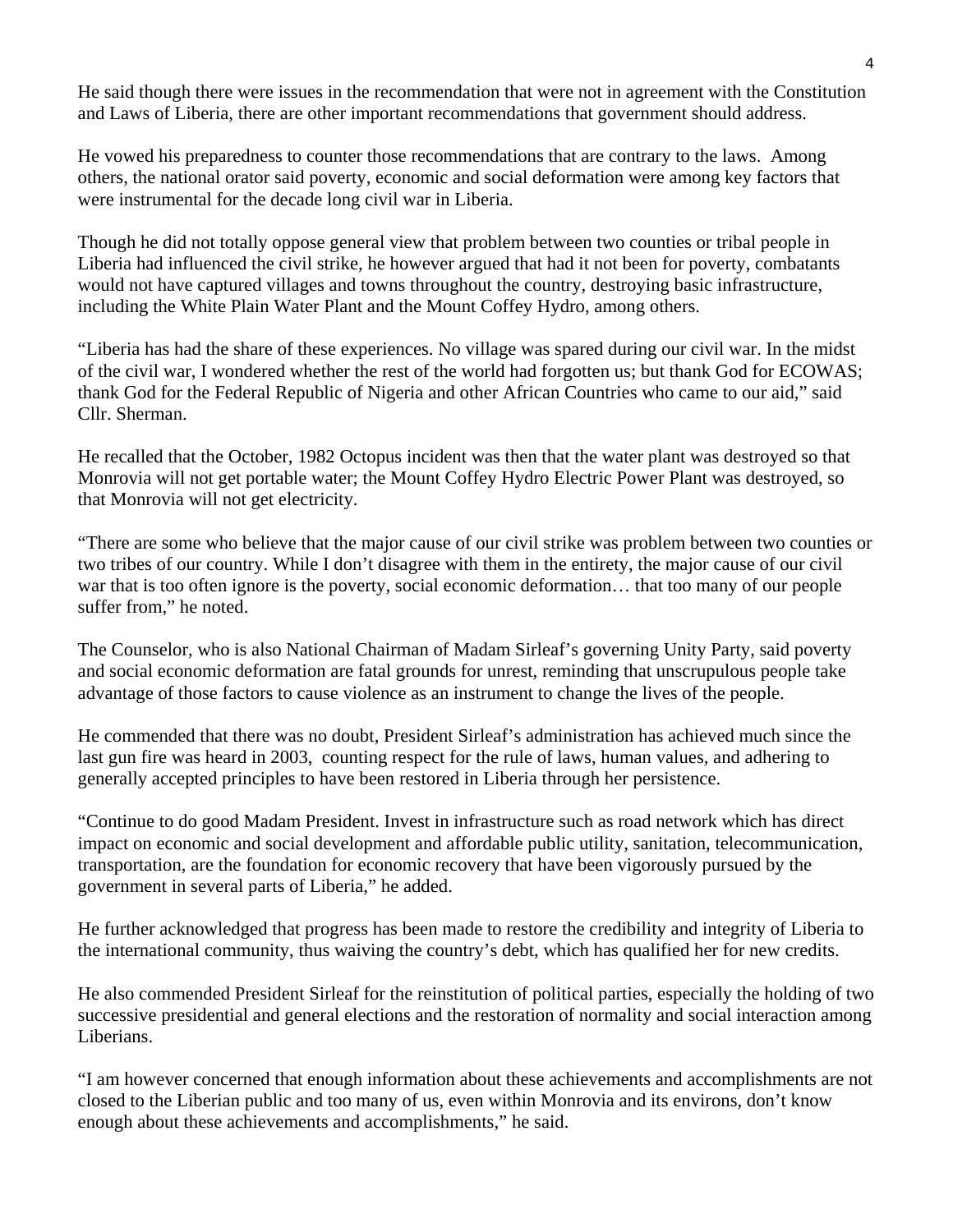He said though there were issues in the recommendation that were not in agreement with the Constitution and Laws of Liberia, there are other important recommendations that government should address.

He vowed his preparedness to counter those recommendations that are contrary to the laws. Among others, the national orator said poverty, economic and social deformation were among key factors that were instrumental for the decade long civil war in Liberia.

Though he did not totally oppose general view that problem between two counties or tribal people in Liberia had influenced the civil strike, he however argued that had it not been for poverty, combatants would not have captured villages and towns throughout the country, destroying basic infrastructure, including the White Plain Water Plant and the Mount Coffey Hydro, among others.

"Liberia has had the share of these experiences. No village was spared during our civil war. In the midst of the civil war, I wondered whether the rest of the world had forgotten us; but thank God for ECOWAS; thank God for the Federal Republic of Nigeria and other African Countries who came to our aid," said Cllr. Sherman.

He recalled that the October, 1982 Octopus incident was then that the water plant was destroyed so that Monrovia will not get portable water; the Mount Coffey Hydro Electric Power Plant was destroyed, so that Monrovia will not get electricity.

"There are some who believe that the major cause of our civil strike was problem between two counties or two tribes of our country. While I don't disagree with them in the entirety, the major cause of our civil war that is too often ignore is the poverty, social economic deformation… that too many of our people suffer from," he noted.

The Counselor, who is also National Chairman of Madam Sirleaf's governing Unity Party, said poverty and social economic deformation are fatal grounds for unrest, reminding that unscrupulous people take advantage of those factors to cause violence as an instrument to change the lives of the people.

He commended that there was no doubt, President Sirleaf's administration has achieved much since the last gun fire was heard in 2003, counting respect for the rule of laws, human values, and adhering to generally accepted principles to have been restored in Liberia through her persistence.

"Continue to do good Madam President. Invest in infrastructure such as road network which has direct impact on economic and social development and affordable public utility, sanitation, telecommunication, transportation, are the foundation for economic recovery that have been vigorously pursued by the government in several parts of Liberia," he added.

He further acknowledged that progress has been made to restore the credibility and integrity of Liberia to the international community, thus waiving the country's debt, which has qualified her for new credits.

He also commended President Sirleaf for the reinstitution of political parties, especially the holding of two successive presidential and general elections and the restoration of normality and social interaction among Liberians.

"I am however concerned that enough information about these achievements and accomplishments are not closed to the Liberian public and too many of us, even within Monrovia and its environs, don't know enough about these achievements and accomplishments," he said.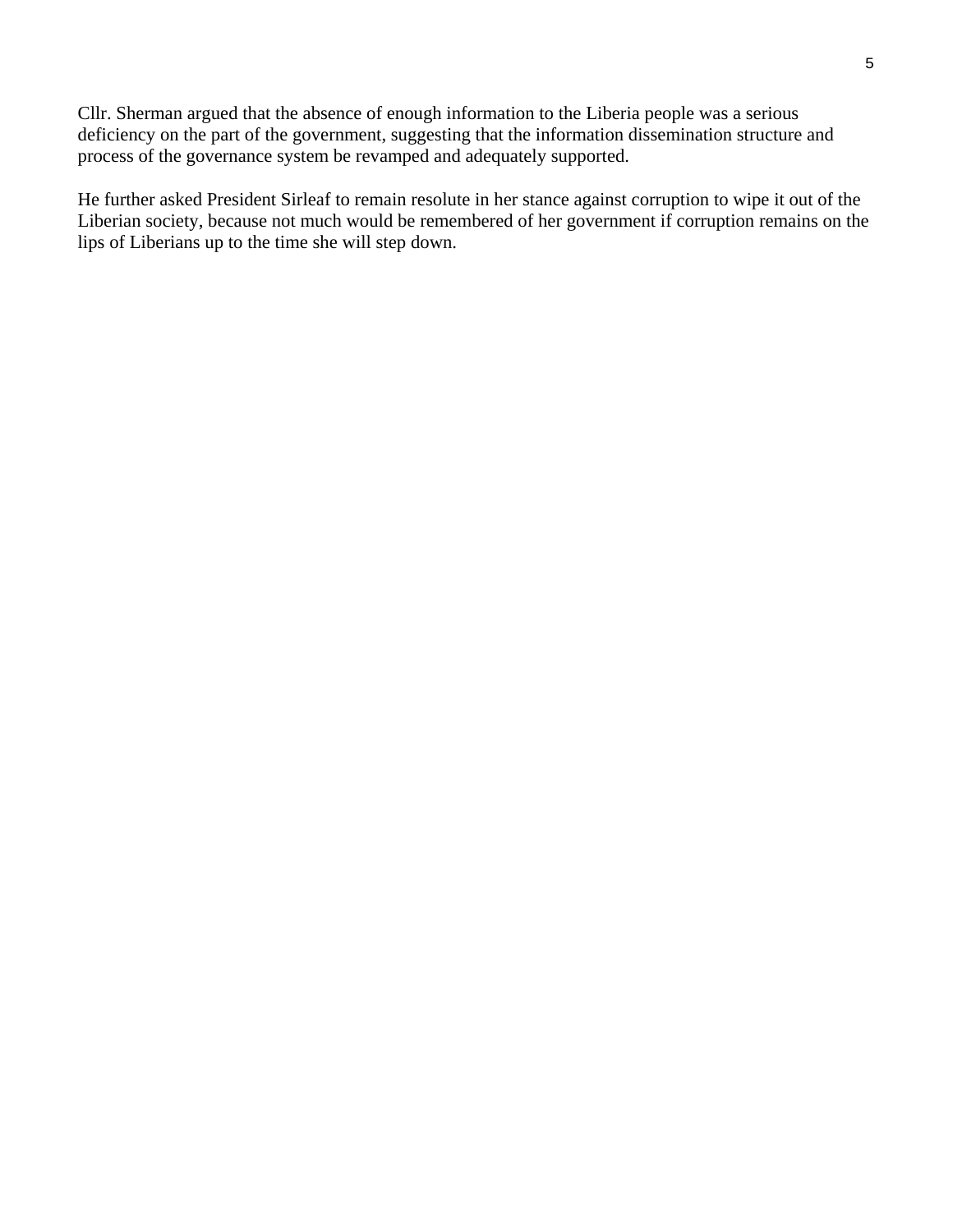Cllr. Sherman argued that the absence of enough information to the Liberia people was a serious deficiency on the part of the government, suggesting that the information dissemination structure and process of the governance system be revamped and adequately supported.

He further asked President Sirleaf to remain resolute in her stance against corruption to wipe it out of the Liberian society, because not much would be remembered of her government if corruption remains on the lips of Liberians up to the time she will step down.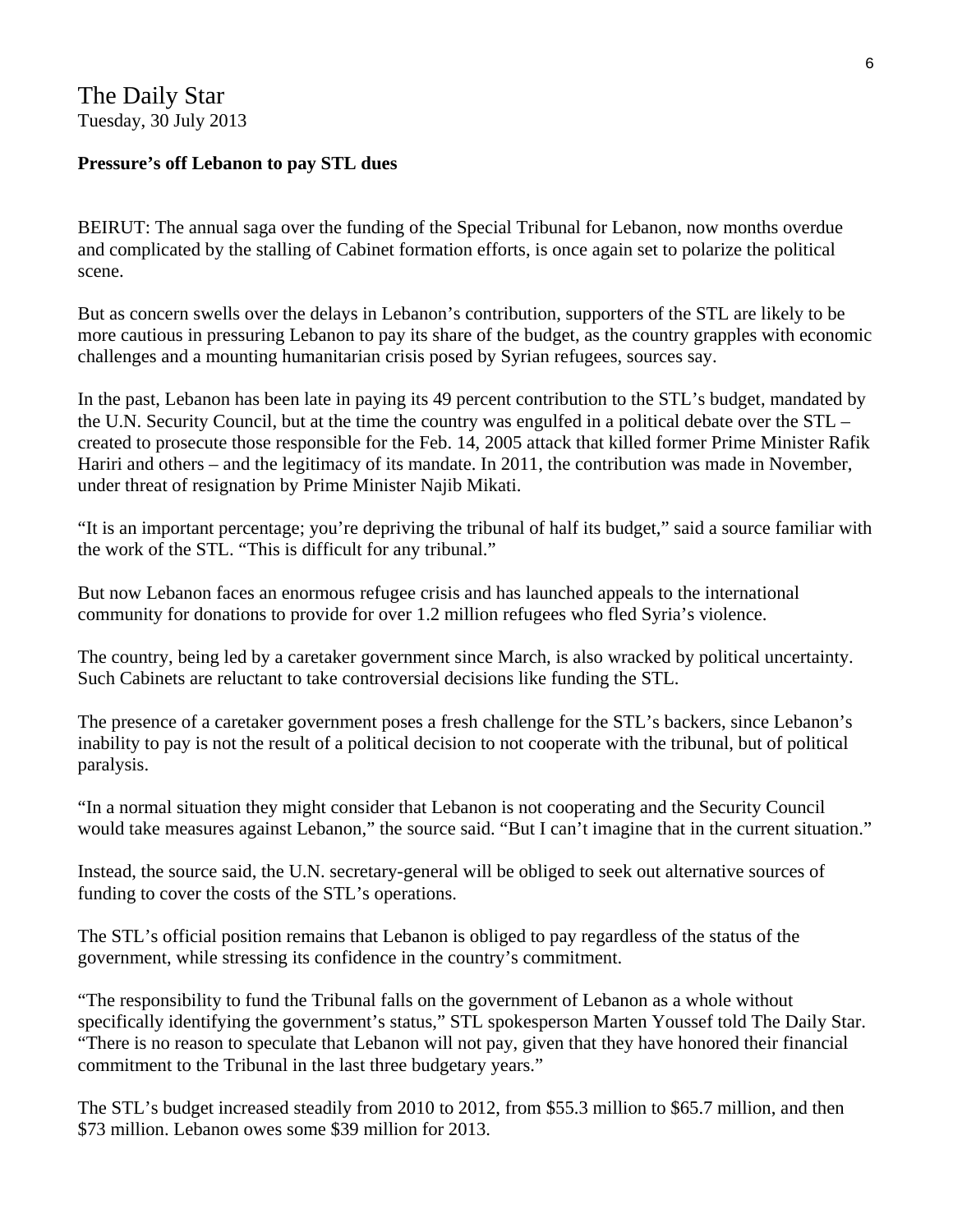The Daily Star
Tuesday, 30 July 2013

**Pressure's off Lebanon to pay STL dues**

BEIRUT: The annual saga over the funding of the Special Tribunal for Lebanon, now months overdue and complicated by the stalling of Cabinet formation efforts, is once again set to polarize the political scene.

But as concern swells over the delays in Lebanon's contribution, supporters of the STL are likely to be more cautious in pressuring Lebanon to pay its share of the budget, as the country grapples with economic challenges and a mounting humanitarian crisis posed by Syrian refugees, sources say.

In the past, Lebanon has been late in paying its 49 percent contribution to the STL's budget, mandated by the U.N. Security Council, but at the time the country was engulfed in a political debate over the STL – created to prosecute those responsible for the Feb. 14, 2005 attack that killed former Prime Minister Rafik Hariri and others – and the legitimacy of its mandate. In 2011, the contribution was made in November, under threat of resignation by Prime Minister Najib Mikati.

"It is an important percentage; you're depriving the tribunal of half its budget," said a source familiar with the work of the STL. "This is difficult for any tribunal."

But now Lebanon faces an enormous refugee crisis and has launched appeals to the international community for donations to provide for over 1.2 million refugees who fled Syria's violence.

The country, being led by a caretaker government since March, is also wracked by political uncertainty. Such Cabinets are reluctant to take controversial decisions like funding the STL.

The presence of a caretaker government poses a fresh challenge for the STL's backers, since Lebanon's inability to pay is not the result of a political decision to not cooperate with the tribunal, but of political paralysis.

"In a normal situation they might consider that Lebanon is not cooperating and the Security Council would take measures against Lebanon," the source said. "But I can't imagine that in the current situation."

Instead, the source said, the U.N. secretary-general will be obliged to seek out alternative sources of funding to cover the costs of the STL's operations.

The STL's official position remains that Lebanon is obliged to pay regardless of the status of the government, while stressing its confidence in the country's commitment.

"The responsibility to fund the Tribunal falls on the government of Lebanon as a whole without specifically identifying the government's status," STL spokesperson Marten Youssef told The Daily Star. "There is no reason to speculate that Lebanon will not pay, given that they have honored their financial commitment to the Tribunal in the last three budgetary years."

The STL's budget increased steadily from 2010 to 2012, from $55.3 million to $65.7 million, and then $73 million. Lebanon owes some $39 million for 2013.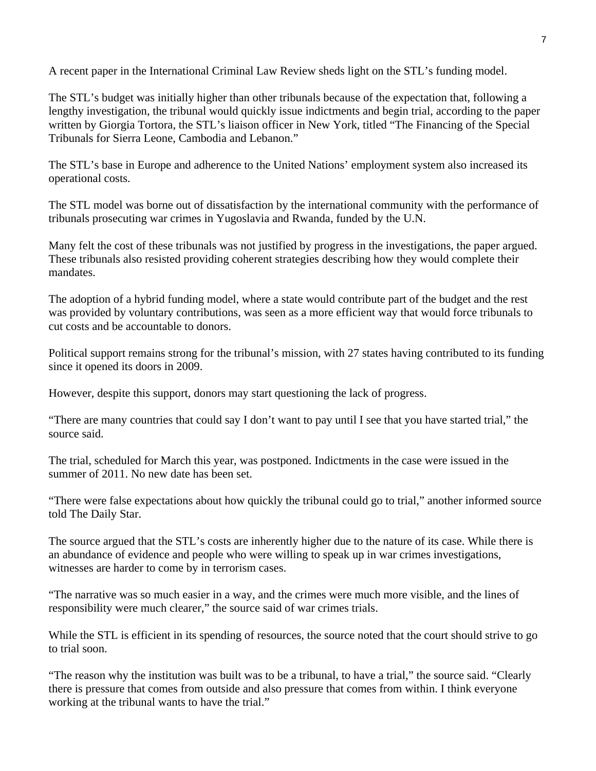A recent paper in the International Criminal Law Review sheds light on the STL's funding model.

The STL's budget was initially higher than other tribunals because of the expectation that, following a lengthy investigation, the tribunal would quickly issue indictments and begin trial, according to the paper written by Giorgia Tortora, the STL's liaison officer in New York, titled "The Financing of the Special Tribunals for Sierra Leone, Cambodia and Lebanon."

The STL's base in Europe and adherence to the United Nations' employment system also increased its operational costs.

The STL model was borne out of dissatisfaction by the international community with the performance of tribunals prosecuting war crimes in Yugoslavia and Rwanda, funded by the U.N.

Many felt the cost of these tribunals was not justified by progress in the investigations, the paper argued. These tribunals also resisted providing coherent strategies describing how they would complete their mandates.

The adoption of a hybrid funding model, where a state would contribute part of the budget and the rest was provided by voluntary contributions, was seen as a more efficient way that would force tribunals to cut costs and be accountable to donors.

Political support remains strong for the tribunal's mission, with 27 states having contributed to its funding since it opened its doors in 2009.

However, despite this support, donors may start questioning the lack of progress.

"There are many countries that could say I don't want to pay until I see that you have started trial," the source said.

The trial, scheduled for March this year, was postponed. Indictments in the case were issued in the summer of 2011. No new date has been set.

"There were false expectations about how quickly the tribunal could go to trial," another informed source told The Daily Star.

The source argued that the STL's costs are inherently higher due to the nature of its case. While there is an abundance of evidence and people who were willing to speak up in war crimes investigations, witnesses are harder to come by in terrorism cases.

"The narrative was so much easier in a way, and the crimes were much more visible, and the lines of responsibility were much clearer," the source said of war crimes trials.

While the STL is efficient in its spending of resources, the source noted that the court should strive to go to trial soon.

"The reason why the institution was built was to be a tribunal, to have a trial," the source said. "Clearly there is pressure that comes from outside and also pressure that comes from within. I think everyone working at the tribunal wants to have the trial."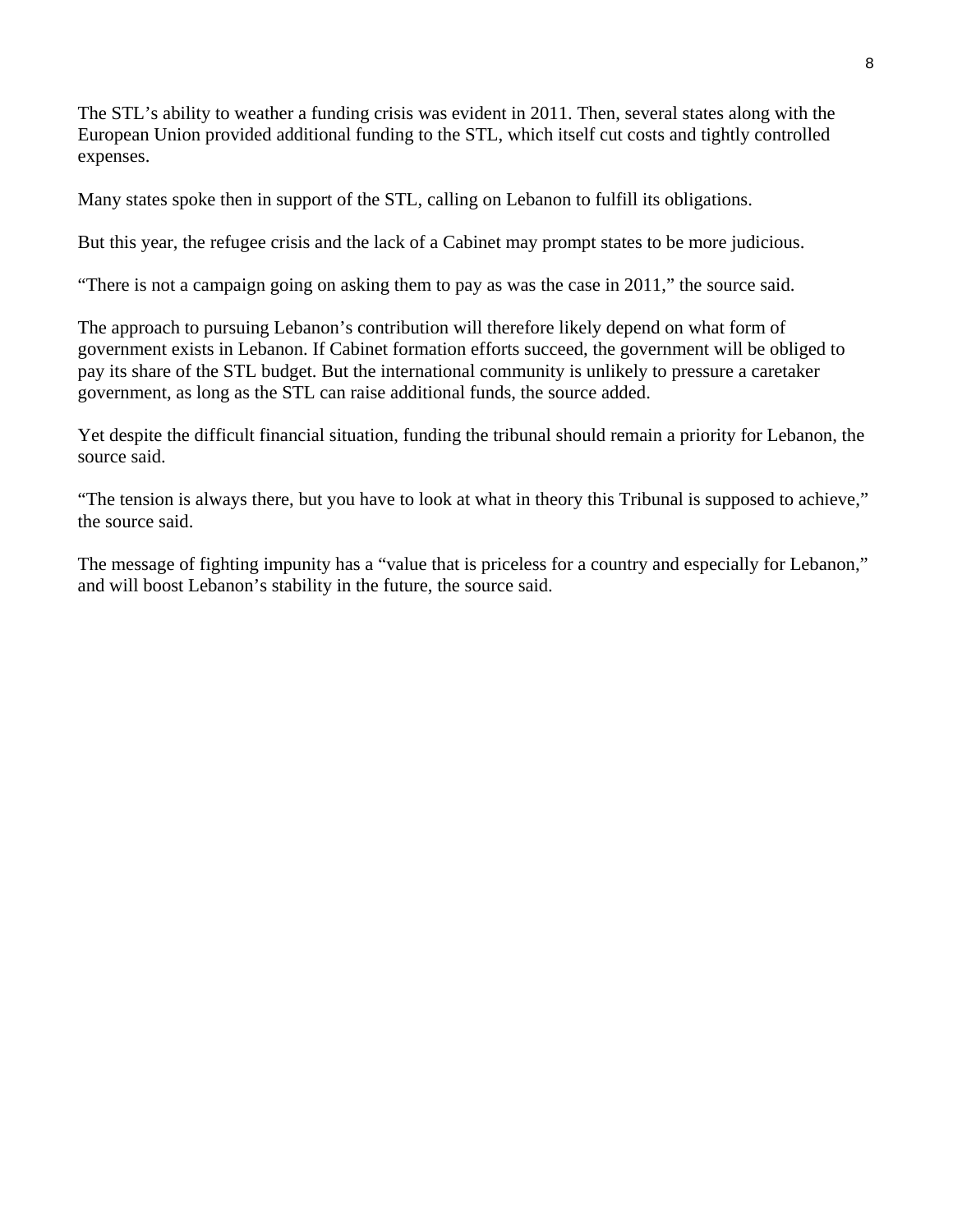The STL's ability to weather a funding crisis was evident in 2011. Then, several states along with the European Union provided additional funding to the STL, which itself cut costs and tightly controlled expenses.

Many states spoke then in support of the STL, calling on Lebanon to fulfill its obligations.

But this year, the refugee crisis and the lack of a Cabinet may prompt states to be more judicious.

"There is not a campaign going on asking them to pay as was the case in 2011," the source said.

The approach to pursuing Lebanon's contribution will therefore likely depend on what form of government exists in Lebanon. If Cabinet formation efforts succeed, the government will be obliged to pay its share of the STL budget. But the international community is unlikely to pressure a caretaker government, as long as the STL can raise additional funds, the source added.

Yet despite the difficult financial situation, funding the tribunal should remain a priority for Lebanon, the source said.

"The tension is always there, but you have to look at what in theory this Tribunal is supposed to achieve," the source said.

The message of fighting impunity has a "value that is priceless for a country and especially for Lebanon," and will boost Lebanon's stability in the future, the source said.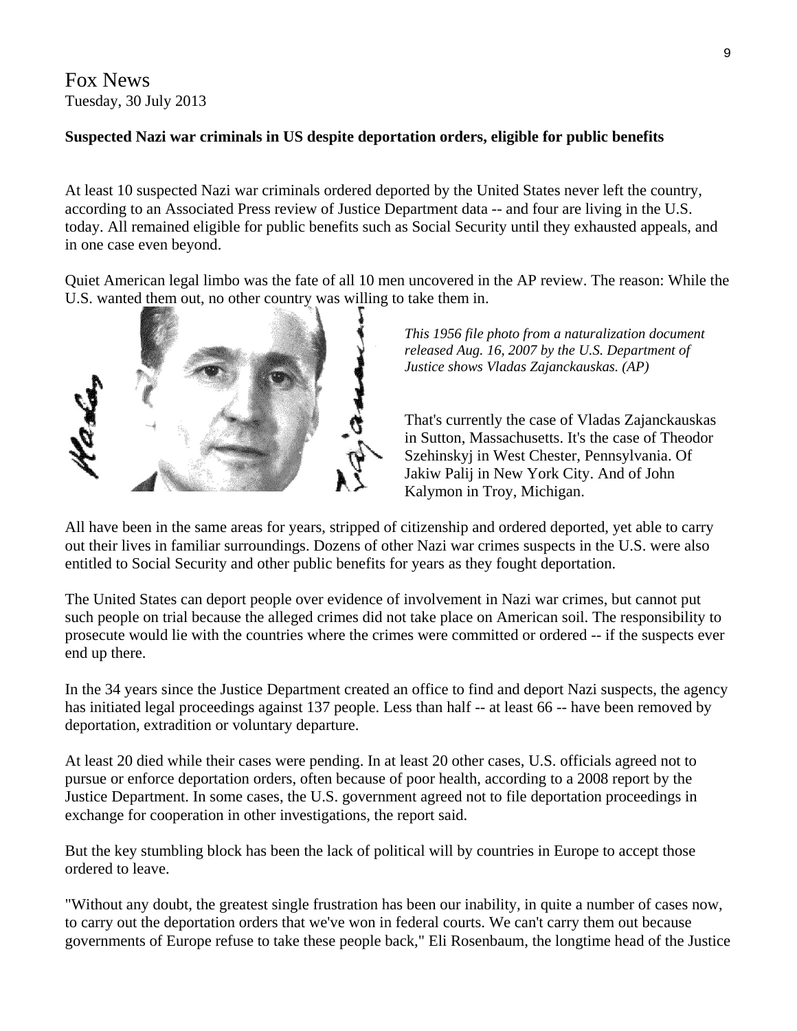Fox News
Tuesday, 30 July 2013

**Suspected Nazi war criminals in US despite deportation orders, eligible for public benefits**

At least 10 suspected Nazi war criminals ordered deported by the United States never left the country, according to an Associated Press review of Justice Department data -- and four are living in the U.S. today. All remained eligible for public benefits such as Social Security until they exhausted appeals, and in one case even beyond.

Quiet American legal limbo was the fate of all 10 men uncovered in the AP review. The reason: While the U.S. wanted them out, no other country was willing to take them in.

*This 1956 file photo from a naturalization document released Aug. 16, 2007 by the U.S. Department of Justice shows Vladas Zajanckauskas. (AP)*

That's currently the case of Vladas Zajanckauskas in Sutton, Massachusetts. It's the case of Theodor Szehinskyj in West Chester, Pennsylvania. Of Jakiw Palij in New York City. And of John Kalymon in Troy, Michigan.

All have been in the same areas for years, stripped of citizenship and ordered deported, yet able to carry out their lives in familiar surroundings. Dozens of other Nazi war crimes suspects in the U.S. were also entitled to Social Security and other public benefits for years as they fought deportation.

The United States can deport people over evidence of involvement in Nazi war crimes, but cannot put such people on trial because the alleged crimes did not take place on American soil. The responsibility to prosecute would lie with the countries where the crimes were committed or ordered -- if the suspects ever end up there.

In the 34 years since the Justice Department created an office to find and deport Nazi suspects, the agency has initiated legal proceedings against 137 people. Less than half -- at least 66 -- have been removed by deportation, extradition or voluntary departure.

At least 20 died while their cases were pending. In at least 20 other cases, U.S. officials agreed not to pursue or enforce deportation orders, often because of poor health, according to a 2008 report by the Justice Department. In some cases, the U.S. government agreed not to file deportation proceedings in exchange for cooperation in other investigations, the report said.

But the key stumbling block has been the lack of political will by countries in Europe to accept those ordered to leave.

"Without any doubt, the greatest single frustration has been our inability, in quite a number of cases now, to carry out the deportation orders that we've won in federal courts. We can't carry them out because governments of Europe refuse to take these people back," Eli Rosenbaum, the longtime head of the Justice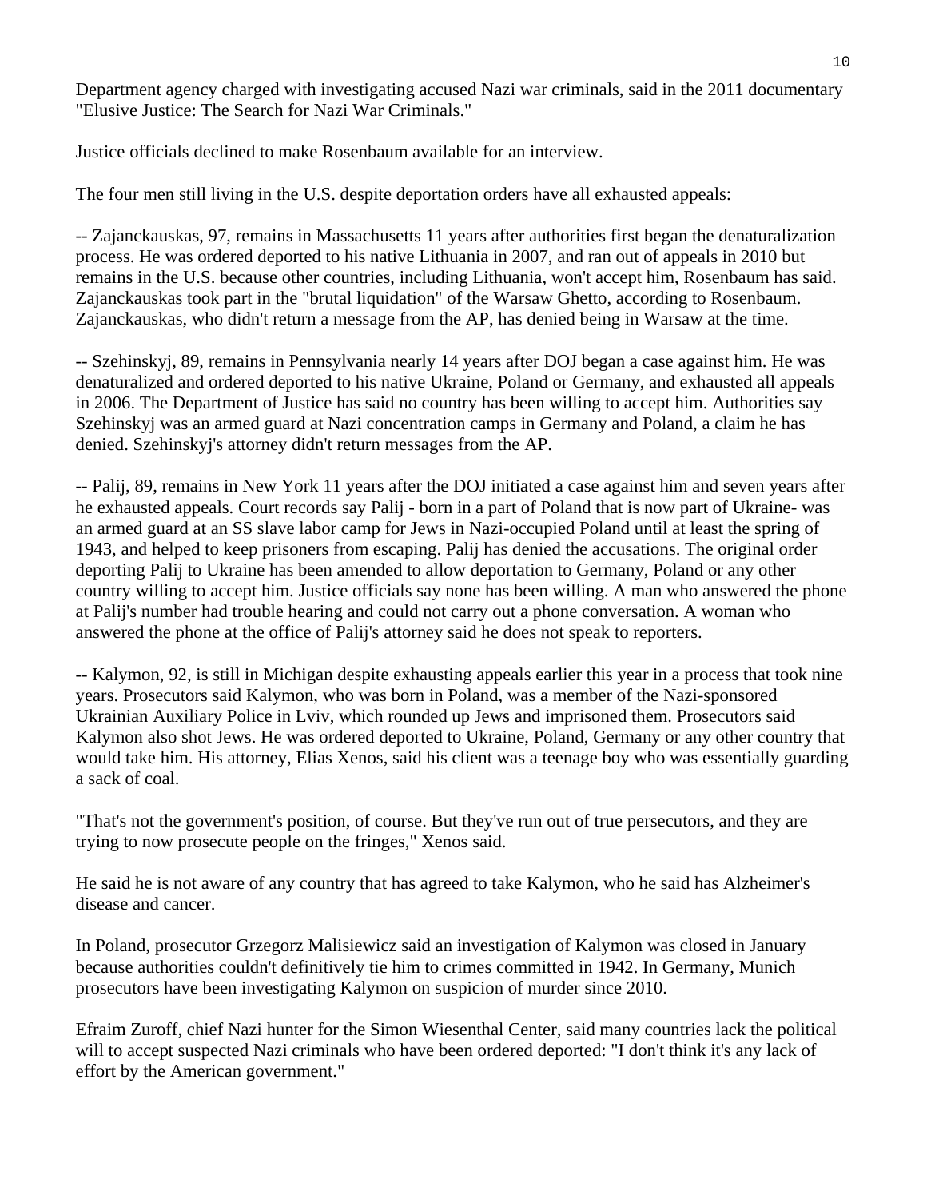Department agency charged with investigating accused Nazi war criminals, said in the 2011 documentary "Elusive Justice: The Search for Nazi War Criminals."

Justice officials declined to make Rosenbaum available for an interview.

The four men still living in the U.S. despite deportation orders have all exhausted appeals:

-- Zajanckauskas, 97, remains in Massachusetts 11 years after authorities first began the denaturalization process. He was ordered deported to his native Lithuania in 2007, and ran out of appeals in 2010 but remains in the U.S. because other countries, including Lithuania, won't accept him, Rosenbaum has said. Zajanckauskas took part in the "brutal liquidation" of the Warsaw Ghetto, according to Rosenbaum. Zajanckauskas, who didn't return a message from the AP, has denied being in Warsaw at the time.

-- Szehinskyj, 89, remains in Pennsylvania nearly 14 years after DOJ began a case against him. He was denaturalized and ordered deported to his native Ukraine, Poland or Germany, and exhausted all appeals in 2006. The Department of Justice has said no country has been willing to accept him. Authorities say Szehinskyj was an armed guard at Nazi concentration camps in Germany and Poland, a claim he has denied. Szehinskyj's attorney didn't return messages from the AP.

-- Palij, 89, remains in New York 11 years after the DOJ initiated a case against him and seven years after he exhausted appeals. Court records say Palij - born in a part of Poland that is now part of Ukraine- was an armed guard at an SS slave labor camp for Jews in Nazi-occupied Poland until at least the spring of 1943, and helped to keep prisoners from escaping. Palij has denied the accusations. The original order deporting Palij to Ukraine has been amended to allow deportation to Germany, Poland or any other country willing to accept him. Justice officials say none has been willing. A man who answered the phone at Palij's number had trouble hearing and could not carry out a phone conversation. A woman who answered the phone at the office of Palij's attorney said he does not speak to reporters.

-- Kalymon, 92, is still in Michigan despite exhausting appeals earlier this year in a process that took nine years. Prosecutors said Kalymon, who was born in Poland, was a member of the Nazi-sponsored Ukrainian Auxiliary Police in Lviv, which rounded up Jews and imprisoned them. Prosecutors said Kalymon also shot Jews. He was ordered deported to Ukraine, Poland, Germany or any other country that would take him. His attorney, Elias Xenos, said his client was a teenage boy who was essentially guarding a sack of coal.

"That's not the government's position, of course. But they've run out of true persecutors, and they are trying to now prosecute people on the fringes," Xenos said.

He said he is not aware of any country that has agreed to take Kalymon, who he said has Alzheimer's disease and cancer.

In Poland, prosecutor Grzegorz Malisiewicz said an investigation of Kalymon was closed in January because authorities couldn't definitively tie him to crimes committed in 1942. In Germany, Munich prosecutors have been investigating Kalymon on suspicion of murder since 2010.

Efraim Zuroff, chief Nazi hunter for the Simon Wiesenthal Center, said many countries lack the political will to accept suspected Nazi criminals who have been ordered deported: "I don't think it's any lack of effort by the American government."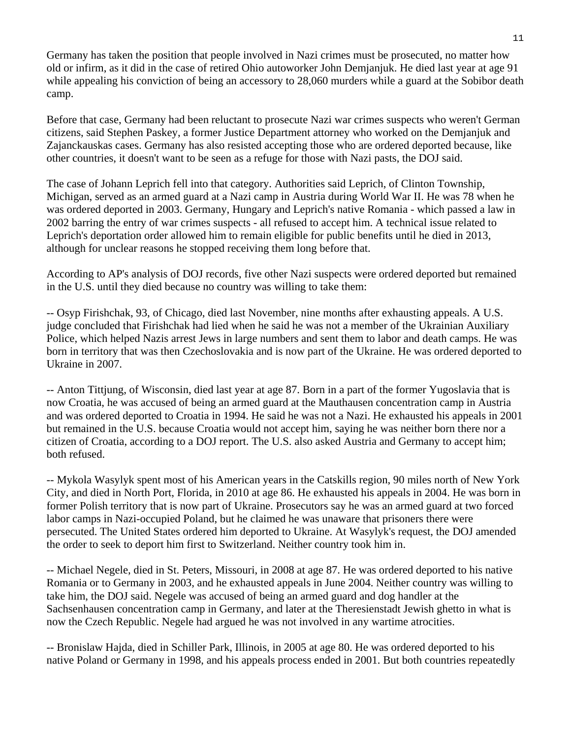Germany has taken the position that people involved in Nazi crimes must be prosecuted, no matter how old or infirm, as it did in the case of retired Ohio autoworker John Demjanjuk. He died last year at age 91 while appealing his conviction of being an accessory to 28,060 murders while a guard at the Sobibor death camp.

Before that case, Germany had been reluctant to prosecute Nazi war crimes suspects who weren't German citizens, said Stephen Paskey, a former Justice Department attorney who worked on the Demjanjuk and Zajanckauskas cases. Germany has also resisted accepting those who are ordered deported because, like other countries, it doesn't want to be seen as a refuge for those with Nazi pasts, the DOJ said.

The case of Johann Leprich fell into that category. Authorities said Leprich, of Clinton Township, Michigan, served as an armed guard at a Nazi camp in Austria during World War II. He was 78 when he was ordered deported in 2003. Germany, Hungary and Leprich's native Romania - which passed a law in 2002 barring the entry of war crimes suspects - all refused to accept him. A technical issue related to Leprich's deportation order allowed him to remain eligible for public benefits until he died in 2013, although for unclear reasons he stopped receiving them long before that.

According to AP's analysis of DOJ records, five other Nazi suspects were ordered deported but remained in the U.S. until they died because no country was willing to take them:

-- Osyp Firishchak, 93, of Chicago, died last November, nine months after exhausting appeals. A U.S. judge concluded that Firishchak had lied when he said he was not a member of the Ukrainian Auxiliary Police, which helped Nazis arrest Jews in large numbers and sent them to labor and death camps. He was born in territory that was then Czechoslovakia and is now part of the Ukraine. He was ordered deported to Ukraine in 2007.

-- Anton Tittjung, of Wisconsin, died last year at age 87. Born in a part of the former Yugoslavia that is now Croatia, he was accused of being an armed guard at the Mauthausen concentration camp in Austria and was ordered deported to Croatia in 1994. He said he was not a Nazi. He exhausted his appeals in 2001 but remained in the U.S. because Croatia would not accept him, saying he was neither born there nor a citizen of Croatia, according to a DOJ report. The U.S. also asked Austria and Germany to accept him; both refused.

-- Mykola Wasylyk spent most of his American years in the Catskills region, 90 miles north of New York City, and died in North Port, Florida, in 2010 at age 86. He exhausted his appeals in 2004. He was born in former Polish territory that is now part of Ukraine. Prosecutors say he was an armed guard at two forced labor camps in Nazi-occupied Poland, but he claimed he was unaware that prisoners there were persecuted. The United States ordered him deported to Ukraine. At Wasylyk's request, the DOJ amended the order to seek to deport him first to Switzerland. Neither country took him in.

-- Michael Negele, died in St. Peters, Missouri, in 2008 at age 87. He was ordered deported to his native Romania or to Germany in 2003, and he exhausted appeals in June 2004. Neither country was willing to take him, the DOJ said. Negele was accused of being an armed guard and dog handler at the Sachsenhausen concentration camp in Germany, and later at the Theresienstadt Jewish ghetto in what is now the Czech Republic. Negele had argued he was not involved in any wartime atrocities.

-- Bronislaw Hajda, died in Schiller Park, Illinois, in 2005 at age 80. He was ordered deported to his native Poland or Germany in 1998, and his appeals process ended in 2001. But both countries repeatedly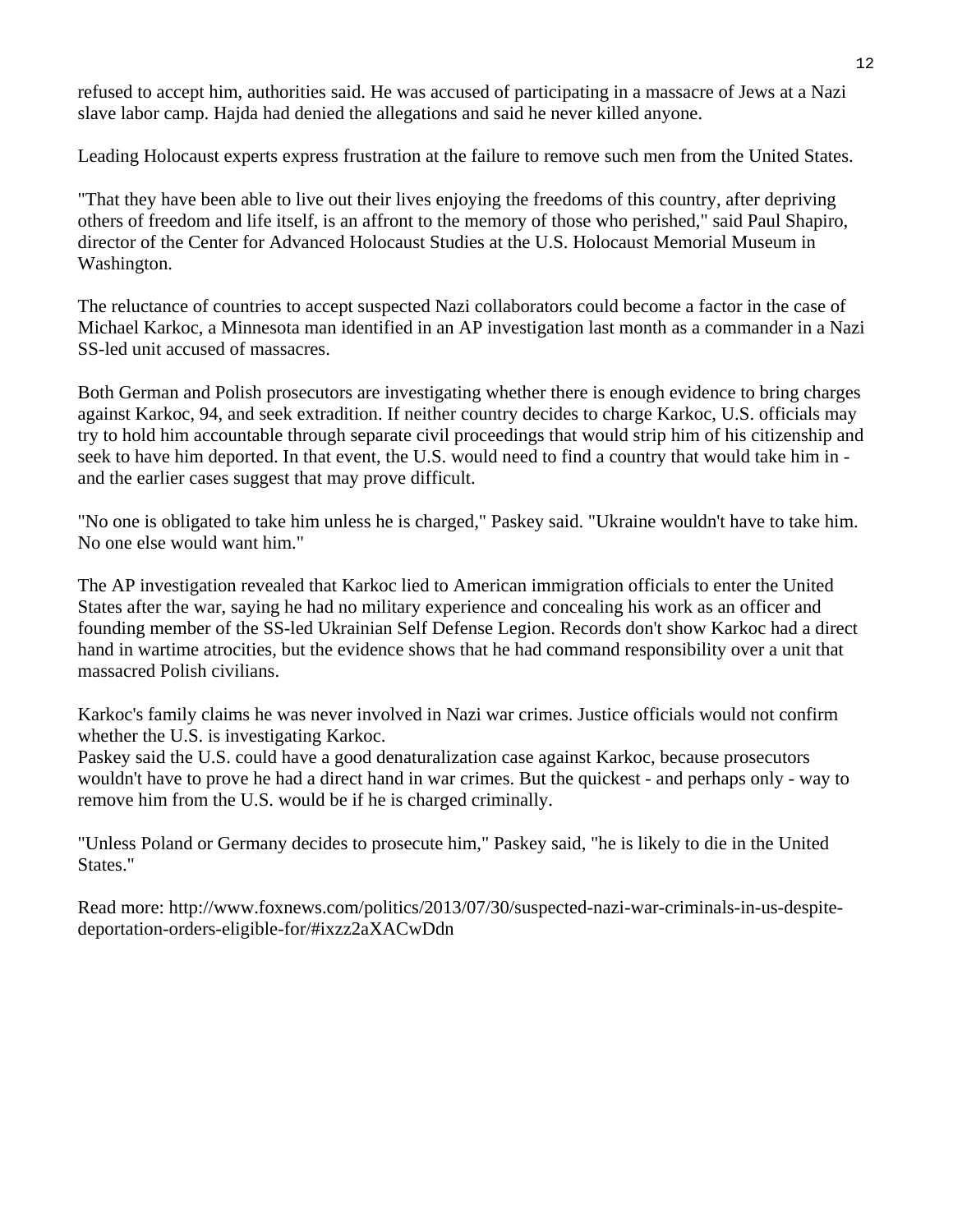refused to accept him, authorities said. He was accused of participating in a massacre of Jews at a Nazi slave labor camp. Hajda had denied the allegations and said he never killed anyone.

Leading Holocaust experts express frustration at the failure to remove such men from the United States.

"That they have been able to live out their lives enjoying the freedoms of this country, after depriving others of freedom and life itself, is an affront to the memory of those who perished," said Paul Shapiro, director of the Center for Advanced Holocaust Studies at the U.S. Holocaust Memorial Museum in Washington.

The reluctance of countries to accept suspected Nazi collaborators could become a factor in the case of Michael Karkoc, a Minnesota man identified in an AP investigation last month as a commander in a Nazi SS-led unit accused of massacres.

Both German and Polish prosecutors are investigating whether there is enough evidence to bring charges against Karkoc, 94, and seek extradition. If neither country decides to charge Karkoc, U.S. officials may try to hold him accountable through separate civil proceedings that would strip him of his citizenship and seek to have him deported. In that event, the U.S. would need to find a country that would take him in - and the earlier cases suggest that may prove difficult.

"No one is obligated to take him unless he is charged," Paskey said. "Ukraine wouldn't have to take him. No one else would want him."

The AP investigation revealed that Karkoc lied to American immigration officials to enter the United States after the war, saying he had no military experience and concealing his work as an officer and founding member of the SS-led Ukrainian Self Defense Legion. Records don't show Karkoc had a direct hand in wartime atrocities, but the evidence shows that he had command responsibility over a unit that massacred Polish civilians.

Karkoc's family claims he was never involved in Nazi war crimes. Justice officials would not confirm whether the U.S. is investigating Karkoc.
Paskey said the U.S. could have a good denaturalization case against Karkoc, because prosecutors wouldn't have to prove he had a direct hand in war crimes. But the quickest - and perhaps only - way to remove him from the U.S. would be if he is charged criminally.

"Unless Poland or Germany decides to prosecute him," Paskey said, "he is likely to die in the United States."

Read more: http://www.foxnews.com/politics/2013/07/30/suspected-nazi-war-criminals-in-us-despite-deportation-orders-eligible-for/#ixzz2aXACwDdn